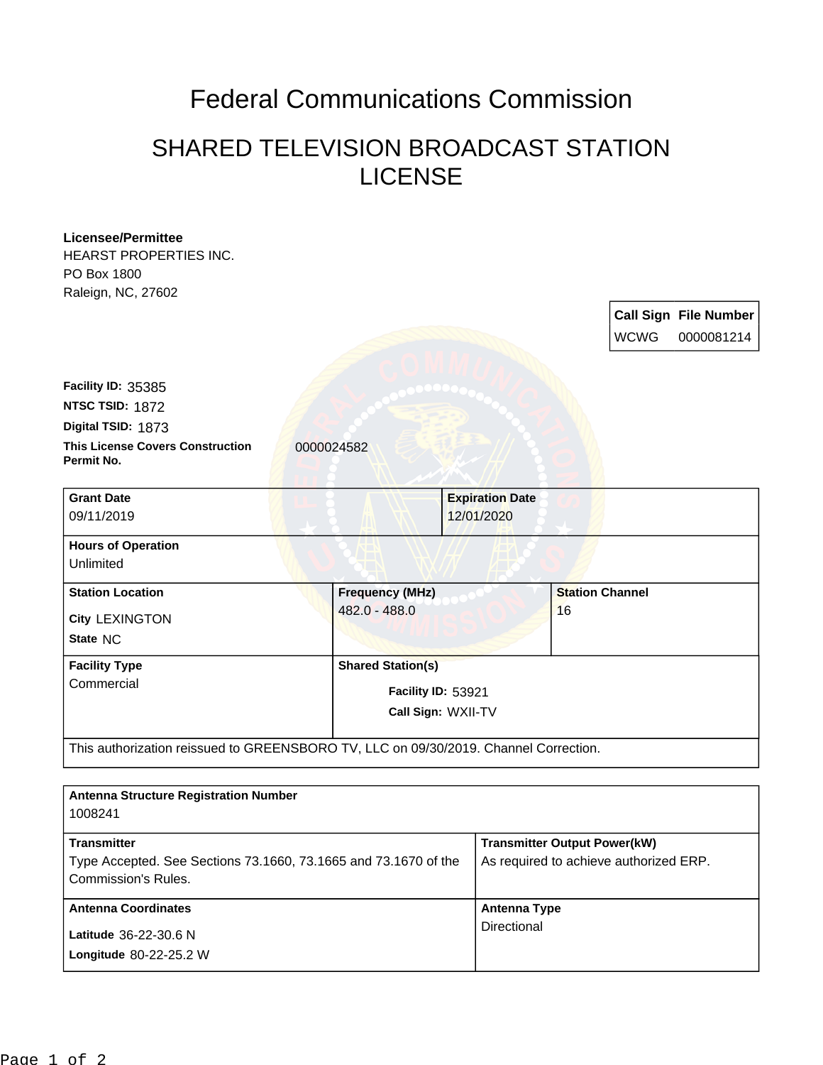# Federal Communications Commission

## SHARED TELEVISION BROADCAST STATION LICENSE

**Licensee/Permittee**
HEARST PROPERTIES INC.
PO Box 1800
Raleign, NC, 27602

| Call Sign | File Number |
| --- | --- |
| WCWG | 0000081214 |

**Facility ID:** 35385
**NTSC TSID:** 1872
**Digital TSID:** 1873
**This License Covers Construction Permit No.** 0000024582

| **Grant Date** | **Expiration Date** | |
| --- | --- | --- |
| 09/11/2019 | 12/01/2020 | |
| **Hours of Operation** Unlimited | | |
| **Station Location** City LEXINGTON State NC | **Frequency (MHz)** 482.0 - 488.0 | **Station Channel** 16 |
| **Facility Type** Commercial | **Shared Station(s)** Facility ID: 53921 Call Sign: WXII-TV | |

This authorization reissued to GREENSBORO TV, LLC on 09/30/2019. Channel Correction.

| **Antenna Structure Registration Number** | |
| --- | --- |
| 1008241 | |
| **Transmitter** Type Accepted. See Sections 73.1660, 73.1665 and 73.1670 of the Commission's Rules. | **Transmitter Output Power(kW)** As required to achieve authorized ERP. |
| **Antenna Coordinates** Latitude 36-22-30.6 N Longitude 80-22-25.2 W | **Antenna Type** Directional |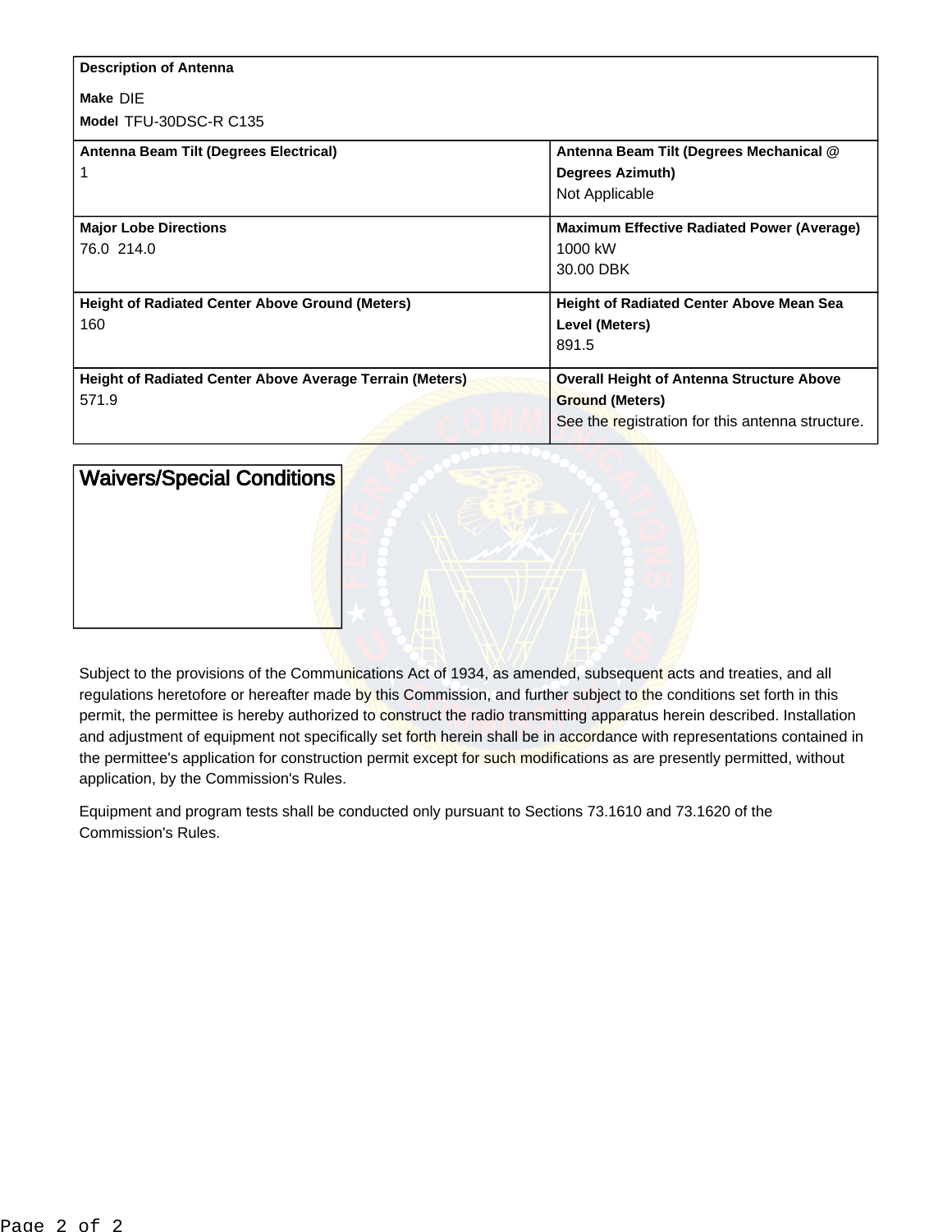| | |
|---|---|
| **Description of Antenna**<br>**Make** DIE<br>**Model** TFU-30DSC-R C135 | |
| **Antenna Beam Tilt (Degrees Electrical)**<br>1 | **Antenna Beam Tilt (Degrees Mechanical @ Degrees Azimuth)**<br>Not Applicable |
| **Major Lobe Directions**<br>76.0 214.0 | **Maximum Effective Radiated Power (Average)**<br>1000 kW<br>30.00 DBK |
| **Height of Radiated Center Above Ground (Meters)**<br>160 | **Height of Radiated Center Above Mean Sea Level (Meters)**<br>891.5 |
| **Height of Radiated Center Above Average Terrain (Meters)**<br>571.9 | **Overall Height of Antenna Structure Above Ground (Meters)**<br>See the registration for this antenna structure. |

## Waivers/Special Conditions

Subject to the provisions of the Communications Act of 1934, as amended, subsequent acts and treaties, and all regulations heretofore or hereafter made by this Commission, and further subject to the conditions set forth in this permit, the permittee is hereby authorized to construct the radio transmitting apparatus herein described. Installation and adjustment of equipment not specifically set forth herein shall be in accordance with representations contained in the permittee's application for construction permit except for such modifications as are presently permitted, without application, by the Commission's Rules.

Equipment and program tests shall be conducted only pursuant to Sections 73.1610 and 73.1620 of the Commission's Rules.